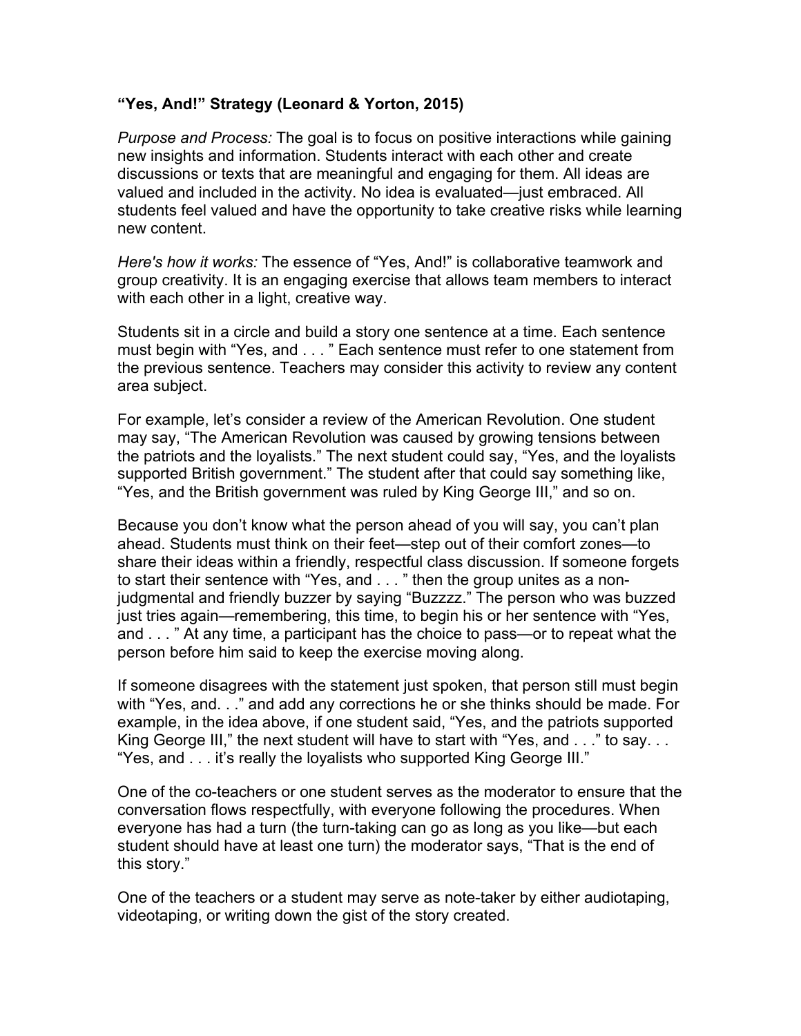**“Yes, And!” Strategy (Leonard & Yorton, 2015)**

*Purpose and Process:* The goal is to focus on positive interactions while gaining new insights and information. Students interact with each other and create discussions or texts that are meaningful and engaging for them. All ideas are valued and included in the activity. No idea is evaluated—just embraced. All students feel valued and have the opportunity to take creative risks while learning new content.

*Here's how it works:* The essence of “Yes, And!” is collaborative teamwork and group creativity. It is an engaging exercise that allows team members to interact with each other in a light, creative way.

Students sit in a circle and build a story one sentence at a time. Each sentence must begin with “Yes, and . . . ” Each sentence must refer to one statement from the previous sentence. Teachers may consider this activity to review any content area subject.

For example, let’s consider a review of the American Revolution. One student may say, “The American Revolution was caused by growing tensions between the patriots and the loyalists.” The next student could say, “Yes, and the loyalists supported British government.” The student after that could say something like, “Yes, and the British government was ruled by King George III,” and so on.

Because you don’t know what the person ahead of you will say, you can’t plan ahead. Students must think on their feet—step out of their comfort zones—to share their ideas within a friendly, respectful class discussion. If someone forgets to start their sentence with “Yes, and . . . ” then the group unites as a non-judgmental and friendly buzzer by saying “Buzzzz.” The person who was buzzed just tries again—remembering, this time, to begin his or her sentence with “Yes, and . . . ” At any time, a participant has the choice to pass—or to repeat what the person before him said to keep the exercise moving along.

If someone disagrees with the statement just spoken, that person still must begin with “Yes, and. . .” and add any corrections he or she thinks should be made. For example, in the idea above, if one student said, “Yes, and the patriots supported King George III,” the next student will have to start with “Yes, and . . .” to say. . . “Yes, and . . . it’s really the loyalists who supported King George III.”

One of the co-teachers or one student serves as the moderator to ensure that the conversation flows respectfully, with everyone following the procedures. When everyone has had a turn (the turn-taking can go as long as you like—but each student should have at least one turn) the moderator says, “That is the end of this story.”

One of the teachers or a student may serve as note-taker by either audiotaping, videotaping, or writing down the gist of the story created.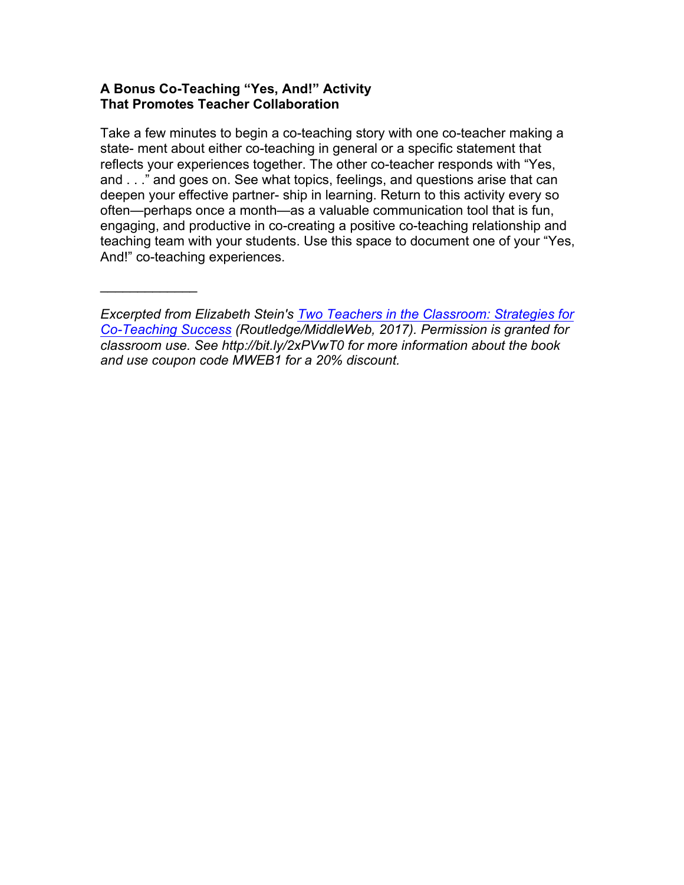**A Bonus Co-Teaching "Yes, And!" Activity**
**That Promotes Teacher Collaboration**

Take a few minutes to begin a co-teaching story with one co-teacher making a state- ment about either co-teaching in general or a specific statement that reflects your experiences together. The other co-teacher responds with "Yes, and . . ." and goes on. See what topics, feelings, and questions arise that can deepen your effective partner- ship in learning. Return to this activity every so often—perhaps once a month—as a valuable communication tool that is fun, engaging, and productive in co-creating a positive co-teaching relationship and teaching team with your students. Use this space to document one of your "Yes, And!" co-teaching experiences.

_____________

*Excerpted from Elizabeth Stein's [Two Teachers in the Classroom: Strategies for Co-Teaching Success] (Routledge/MiddleWeb, 2017). Permission is granted for classroom use. See http://bit.ly/2xPVwT0 for more information about the book and use coupon code MWEB1 for a 20% discount.*